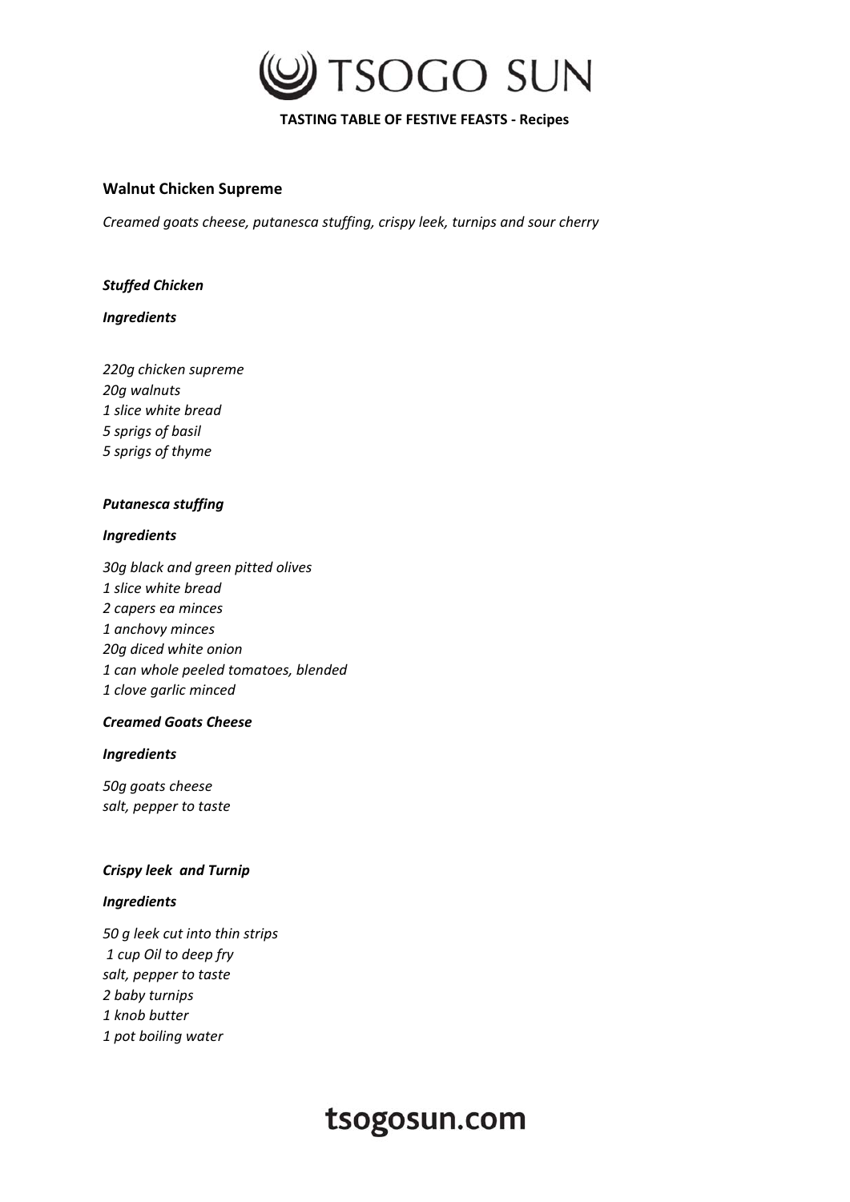**TASTING TABLE OF FESTIVE FEASTS - Recipes**

## Walnut Chicken Supreme

*Creamed goats cheese, putanesca stuffing, crispy leek, turnips and sour cherry*

***Stuffed Chicken***

***Ingredients***

*220g chicken supreme*
*20g walnuts*
*1 slice white bread*
*5 sprigs of basil*
*5 sprigs of thyme*

***Putanesca stuffing***

***Ingredients***

*30g black and green pitted olives*
*1 slice white bread*
*2 capers ea minces*
*1 anchovy minces*
*20g diced white onion*
*1 can whole peeled tomatoes, blended*
*1 clove garlic minced*

***Creamed Goats Cheese***

***Ingredients***

*50g goats cheese*
*salt, pepper to taste*

***Crispy leek and Turnip***

***Ingredients***

*50 g leek cut into thin strips*
*1 cup Oil to deep fry*
*salt, pepper to taste*
*2 baby turnips*
*1 knob butter*
*1 pot boiling water*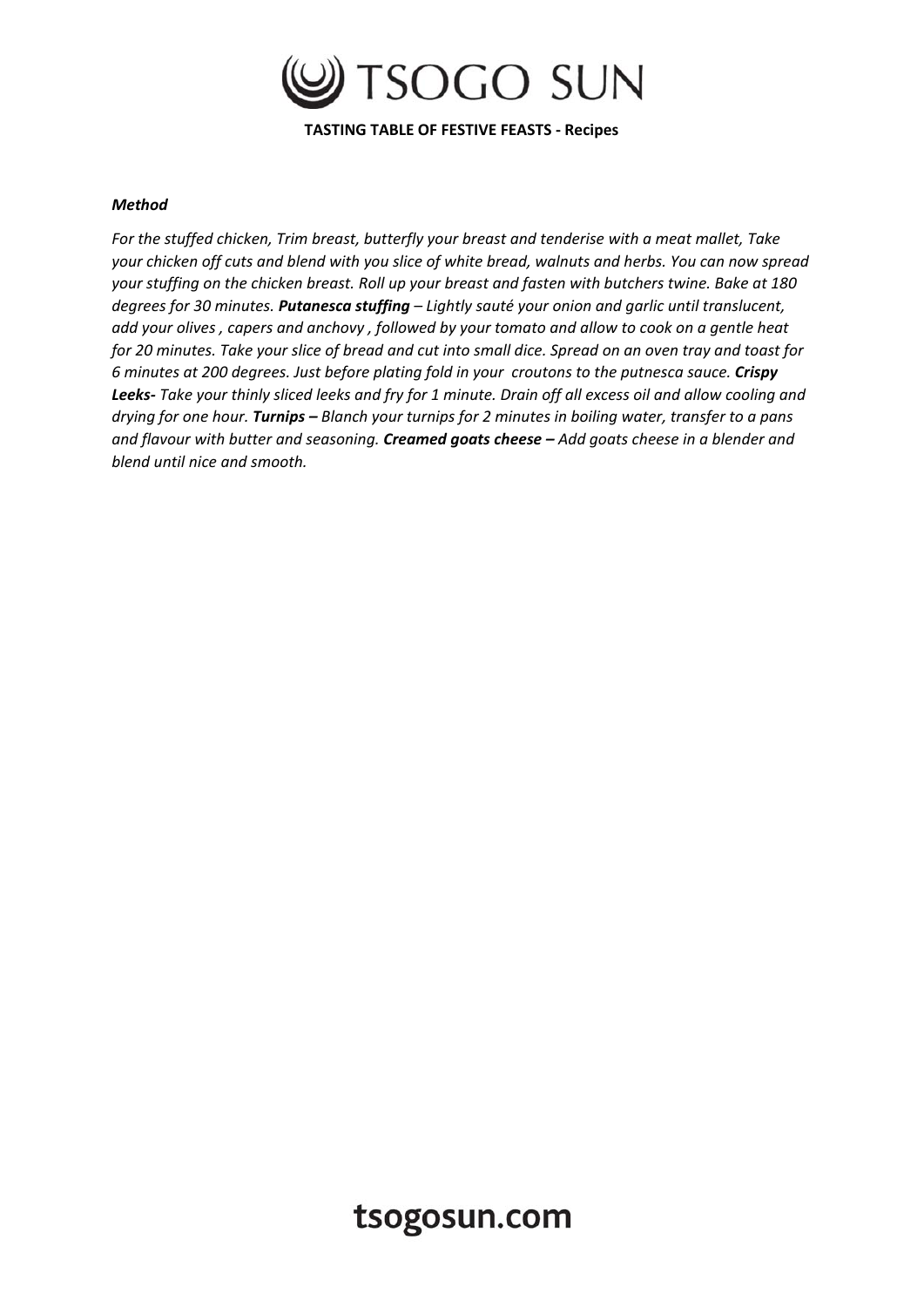***Method***

*For the stuffed chicken, Trim breast, butterfly your breast and tenderise with a meat mallet, Take your chicken off cuts and blend with you slice of white bread, walnuts and herbs. You can now spread your stuffing on the chicken breast. Roll up your breast and fasten with butchers twine. Bake at 180 degrees for 30 minutes.* ***Putanesca stuffing*** *– Lightly sauté your onion and garlic until translucent, add your olives , capers and anchovy , followed by your tomato and allow to cook on a gentle heat for 20 minutes. Take your slice of bread and cut into small dice. Spread on an oven tray and toast for 6 minutes at 200 degrees. Just before plating fold in your croutons to the putnesca sauce.* ***Crispy Leeks-*** *Take your thinly sliced leeks and fry for 1 minute. Drain off all excess oil and allow cooling and drying for one hour.* ***Turnips –*** *Blanch your turnips for 2 minutes in boiling water, transfer to a pans and flavour with butter and seasoning.* ***Creamed goats cheese –*** *Add goats cheese in a blender and blend until nice and smooth.*